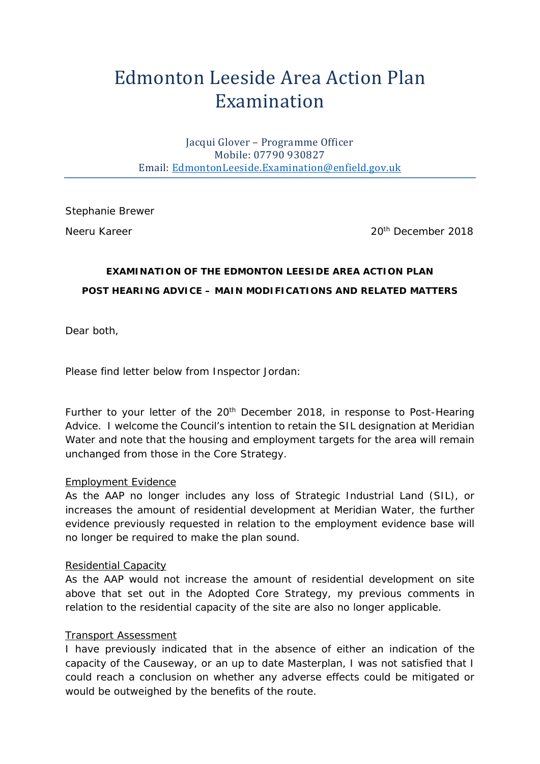# Edmonton Leeside Area Action Plan Examination

Jacqui Glover – Programme Officer
Mobile: 07790 930827
Email: EdmontonLeeside.Examination@enfield.gov.uk

Stephanie Brewer

Neeru Kareer

20th December 2018

**EXAMINATION OF THE EDMONTON LEESIDE AREA ACTION PLAN**

**POST HEARING ADVICE – MAIN MODIFICATIONS AND RELATED MATTERS**

Dear both,

Please find letter below from Inspector Jordan:

Further to your letter of the 20th December 2018, in response to Post-Hearing Advice. I welcome the Council's intention to retain the SIL designation at Meridian Water and note that the housing and employment targets for the area will remain unchanged from those in the Core Strategy.

Employment Evidence
As the AAP no longer includes any loss of Strategic Industrial Land (SIL), or increases the amount of residential development at Meridian Water, the further evidence previously requested in relation to the employment evidence base will no longer be required to make the plan sound.

Residential Capacity
As the AAP would not increase the amount of residential development on site above that set out in the Adopted Core Strategy, my previous comments in relation to the residential capacity of the site are also no longer applicable.

Transport Assessment
I have previously indicated that in the absence of either an indication of the capacity of the Causeway, or an up to date Masterplan, I was not satisfied that I could reach a conclusion on whether any adverse effects could be mitigated or would be outweighed by the benefits of the route.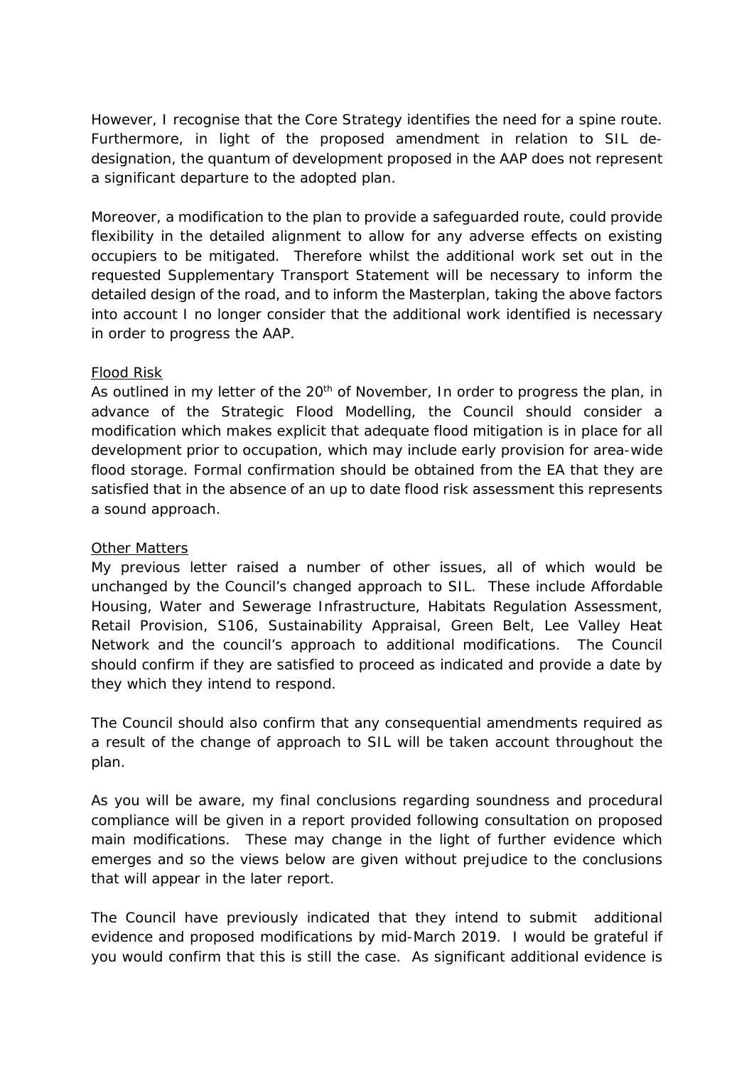However, I recognise that the Core Strategy identifies the need for a spine route. Furthermore, in light of the proposed amendment in relation to SIL de-designation, the quantum of development proposed in the AAP does not represent a significant departure to the adopted plan.

Moreover, a modification to the plan to provide a safeguarded route, could provide flexibility in the detailed alignment to allow for any adverse effects on existing occupiers to be mitigated. Therefore whilst the additional work set out in the requested Supplementary Transport Statement will be necessary to inform the detailed design of the road, and to inform the Masterplan, taking the above factors into account I no longer consider that the additional work identified is necessary in order to progress the AAP.

Flood Risk

As outlined in my letter of the 20th of November, In order to progress the plan, in advance of the Strategic Flood Modelling, the Council should consider a modification which makes explicit that adequate flood mitigation is in place for all development prior to occupation, which may include early provision for area-wide flood storage. Formal confirmation should be obtained from the EA that they are satisfied that in the absence of an up to date flood risk assessment this represents a sound approach.

Other Matters

My previous letter raised a number of other issues, all of which would be unchanged by the Council's changed approach to SIL. These include Affordable Housing, Water and Sewerage Infrastructure, Habitats Regulation Assessment, Retail Provision, S106, Sustainability Appraisal, Green Belt, Lee Valley Heat Network and the council's approach to additional modifications. The Council should confirm if they are satisfied to proceed as indicated and provide a date by they which they intend to respond.

The Council should also confirm that any consequential amendments required as a result of the change of approach to SIL will be taken account throughout the plan.

As you will be aware, my final conclusions regarding soundness and procedural compliance will be given in a report provided following consultation on proposed main modifications. These may change in the light of further evidence which emerges and so the views below are given without prejudice to the conclusions that will appear in the later report.

The Council have previously indicated that they intend to submit additional evidence and proposed modifications by mid-March 2019. I would be grateful if you would confirm that this is still the case. As significant additional evidence is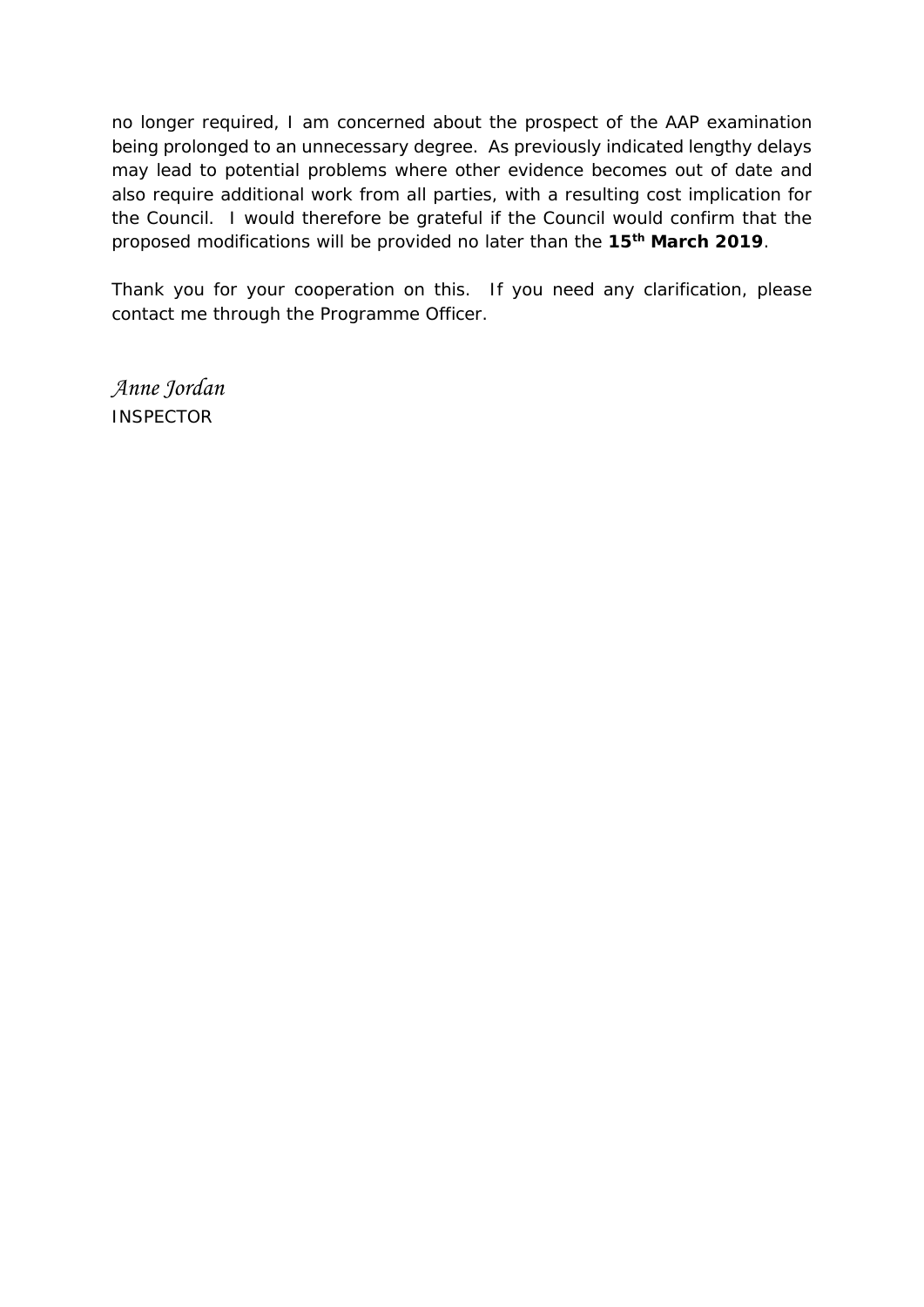no longer required, I am concerned about the prospect of the AAP examination being prolonged to an unnecessary degree. As previously indicated lengthy delays may lead to potential problems where other evidence becomes out of date and also require additional work from all parties, with a resulting cost implication for the Council. I would therefore be grateful if the Council would confirm that the proposed modifications will be provided no later than the **15th March 2019**.

Thank you for your cooperation on this. If you need any clarification, please contact me through the Programme Officer.

*Anne Jordan*
INSPECTOR